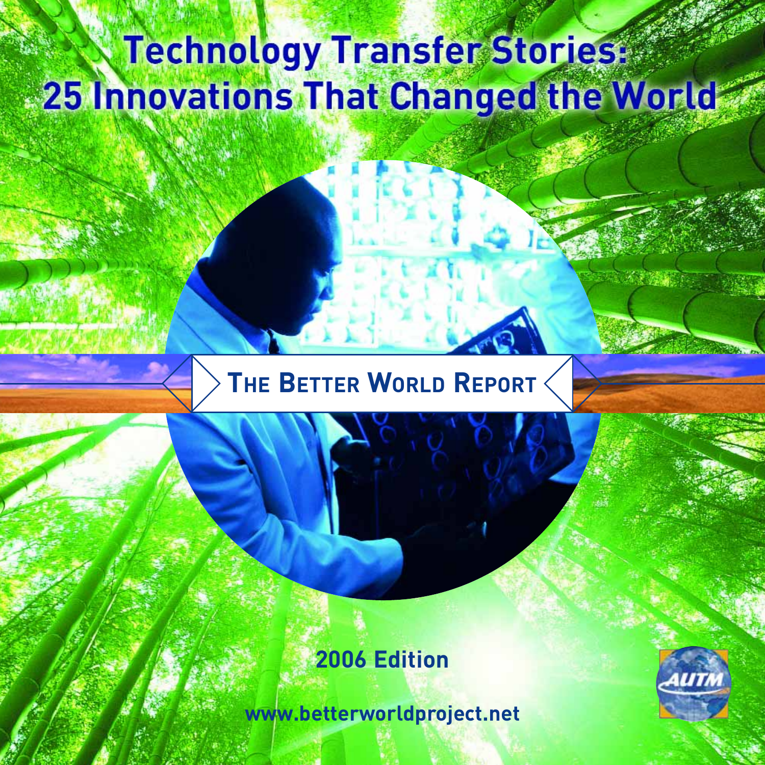# Technology Transfer Stories: 25 Innovations That Changed the World

## The Better World Report

2006 Edition

www.betterworldproject.net

AUTM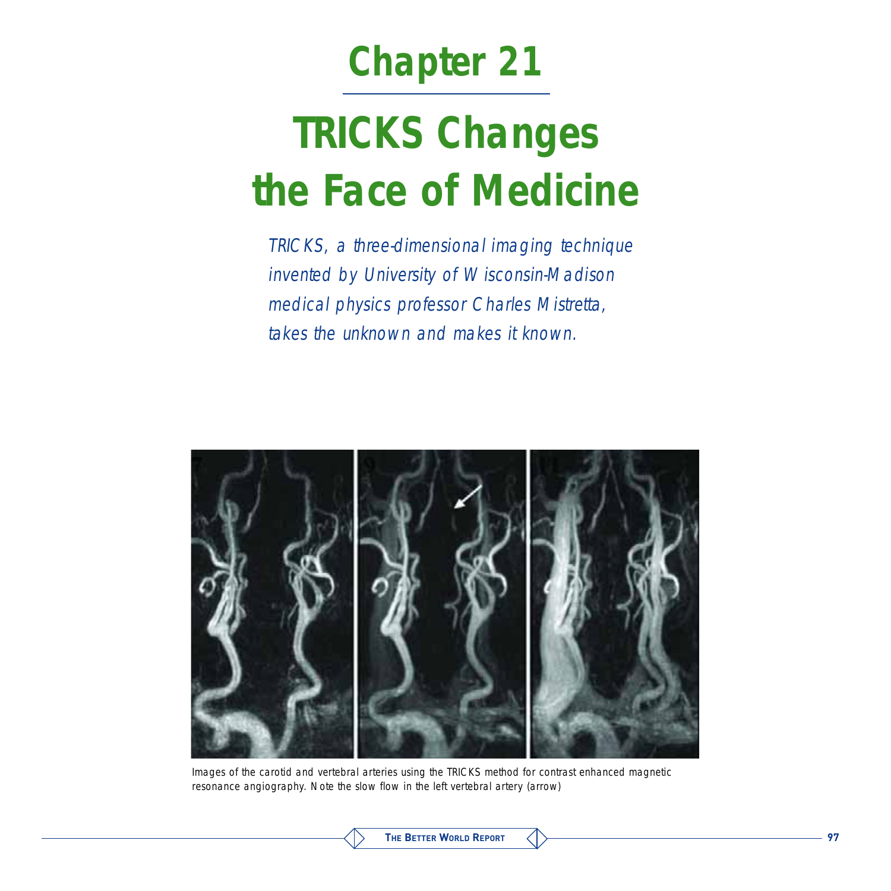# Chapter 21

# TRICKS Changes the Face of Medicine

*TRICKS, a three-dimensional imaging technique invented by University of Wisconsin-Madison medical physics professor Charles Mistretta, takes the unknown and makes it known.*

Images of the carotid and vertebral arteries using the TRICKS method for contrast enhanced magnetic resonance angiography. Note the slow flow in the left vertebral artery (arrow)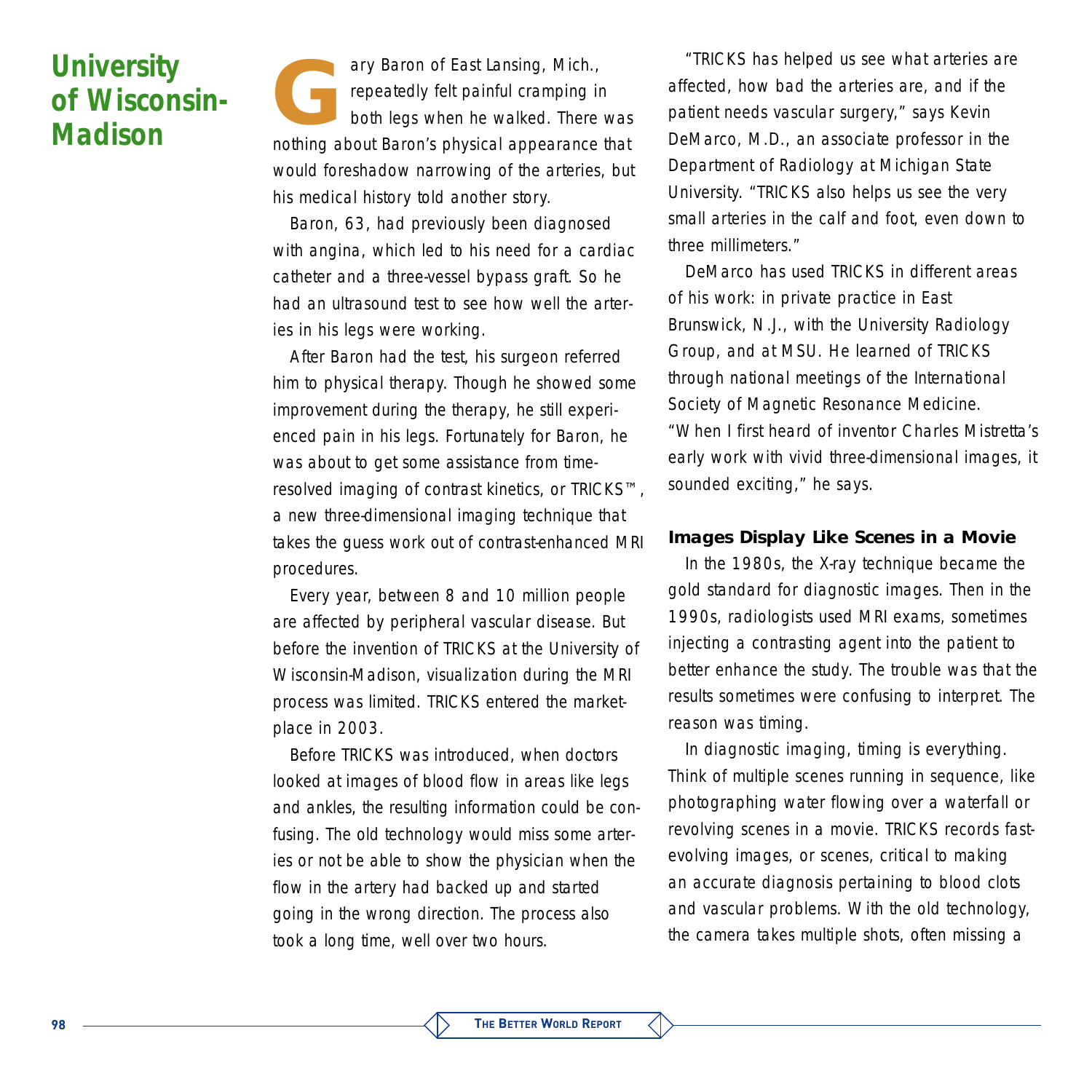# University of Wisconsin-Madison

Gary Baron of East Lansing, Mich., repeatedly felt painful cramping in both legs when he walked. There was nothing about Baron's physical appearance that would foreshadow narrowing of the arteries, but his medical history told another story.

Baron, 63, had previously been diagnosed with angina, which led to his need for a cardiac catheter and a three-vessel bypass graft. So he had an ultrasound test to see how well the arteries in his legs were working.

After Baron had the test, his surgeon referred him to physical therapy. Though he showed some improvement during the therapy, he still experienced pain in his legs. Fortunately for Baron, he was about to get some assistance from time-resolved imaging of contrast kinetics, or TRICKS™, a new three-dimensional imaging technique that takes the guess work out of contrast-enhanced MRI procedures.

Every year, between 8 and 10 million people are affected by peripheral vascular disease. But before the invention of TRICKS at the University of Wisconsin-Madison, visualization during the MRI process was limited. TRICKS entered the marketplace in 2003.

Before TRICKS was introduced, when doctors looked at images of blood flow in areas like legs and ankles, the resulting information could be confusing. The old technology would miss some arteries or not be able to show the physician when the flow in the artery had backed up and started going in the wrong direction. The process also took a long time, well over two hours.

"TRICKS has helped us see what arteries are affected, how bad the arteries are, and if the patient needs vascular surgery," says Kevin DeMarco, M.D., an associate professor in the Department of Radiology at Michigan State University. "TRICKS also helps us see the very small arteries in the calf and foot, even down to three millimeters."

DeMarco has used TRICKS in different areas of his work: in private practice in East Brunswick, N.J., with the University Radiology Group, and at MSU. He learned of TRICKS through national meetings of the International Society of Magnetic Resonance Medicine. "When I first heard of inventor Charles Mistretta's early work with vivid three-dimensional images, it sounded exciting," he says.

### Images Display Like Scenes in a Movie

In the 1980s, the X-ray technique became the gold standard for diagnostic images. Then in the 1990s, radiologists used MRI exams, sometimes injecting a contrasting agent into the patient to better enhance the study. The trouble was that the results sometimes were confusing to interpret. The reason was timing.

In diagnostic imaging, timing is everything. Think of multiple scenes running in sequence, like photographing water flowing over a waterfall or revolving scenes in a movie. TRICKS records fast-evolving images, or scenes, critical to making an accurate diagnosis pertaining to blood clots and vascular problems. With the old technology, the camera takes multiple shots, often missing a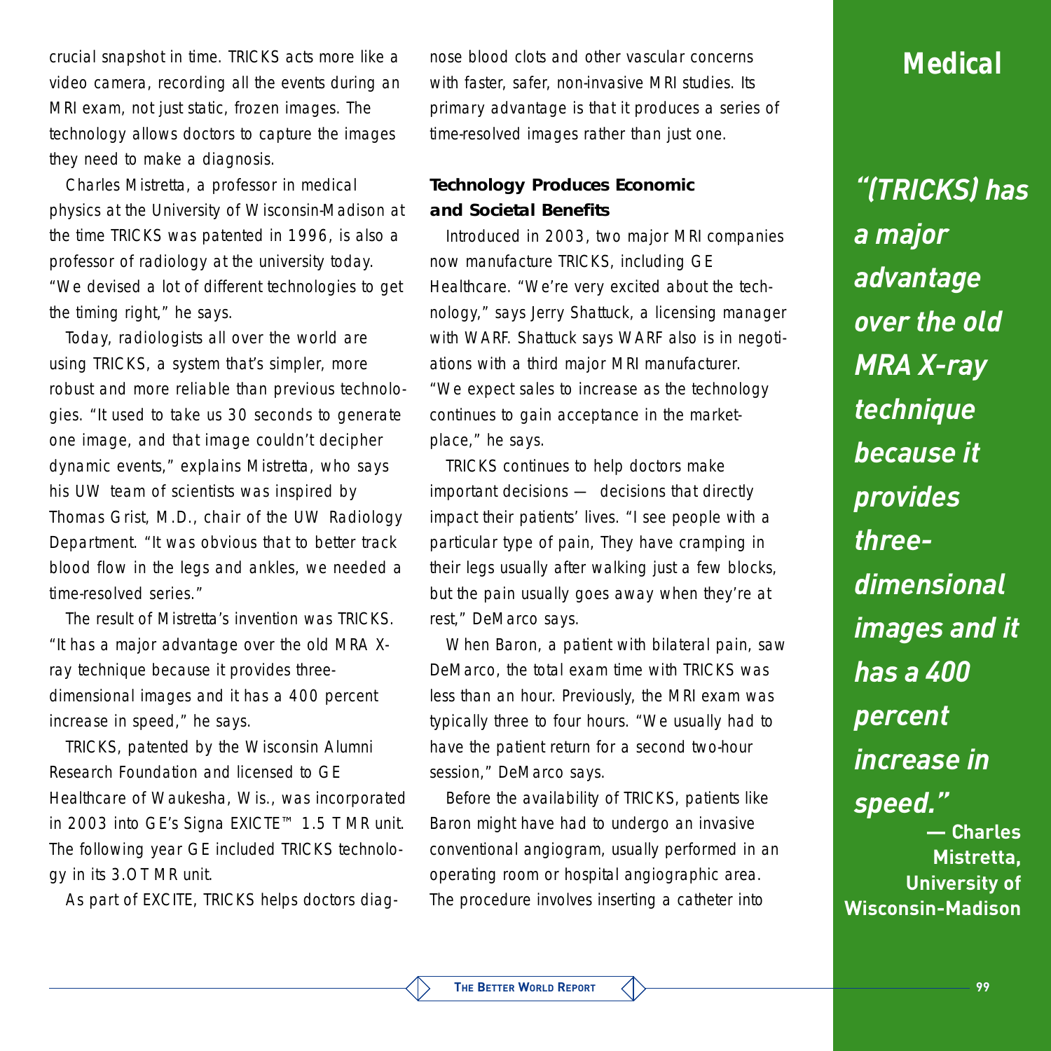crucial snapshot in time. TRICKS acts more like a video camera, recording all the events during an MRI exam, not just static, frozen images. The technology allows doctors to capture the images they need to make a diagnosis.

Charles Mistretta, a professor in medical physics at the University of Wisconsin-Madison at the time TRICKS was patented in 1996, is also a professor of radiology at the university today. "We devised a lot of different technologies to get the timing right," he says.

Today, radiologists all over the world are using TRICKS, a system that's simpler, more robust and more reliable than previous technologies. "It used to take us 30 seconds to generate one image, and that image couldn't decipher dynamic events," explains Mistretta, who says his UW team of scientists was inspired by Thomas Grist, M.D., chair of the UW Radiology Department. "It was obvious that to better track blood flow in the legs and ankles, we needed a time-resolved series."

The result of Mistretta's invention was TRICKS. "It has a major advantage over the old MRA X-ray technique because it provides three-dimensional images and it has a 400 percent increase in speed," he says.

TRICKS, patented by the Wisconsin Alumni Research Foundation and licensed to GE Healthcare of Waukesha, Wis., was incorporated in 2003 into GE's Signa EXICTE™ 1.5 T MR unit. The following year GE included TRICKS technology in its 3.OT MR unit.

As part of EXCITE, TRICKS helps doctors diagnose blood clots and other vascular concerns with faster, safer, non-invasive MRI studies. Its primary advantage is that it produces a series of time-resolved images rather than just one.

### Technology Produces Economic and Societal Benefits

Introduced in 2003, two major MRI companies now manufacture TRICKS, including GE Healthcare. "We're very excited about the technology," says Jerry Shattuck, a licensing manager with WARF. Shattuck says WARF also is in negotiations with a third major MRI manufacturer. "We expect sales to increase as the technology continues to gain acceptance in the marketplace," he says.

TRICKS continues to help doctors make important decisions — decisions that directly impact their patients' lives. "I see people with a particular type of pain, They have cramping in their legs usually after walking just a few blocks, but the pain usually goes away when they're at rest," DeMarco says.

When Baron, a patient with bilateral pain, saw DeMarco, the total exam time with TRICKS was less than an hour. Previously, the MRI exam was typically three to four hours. "We usually had to have the patient return for a second two-hour session," DeMarco says.

Before the availability of TRICKS, patients like Baron might have had to undergo an invasive conventional angiogram, usually performed in an operating room or hospital angiographic area. The procedure involves inserting a catheter into

## Medical

***"(TRICKS) has a major advantage over the old MRA X-ray technique because it provides three-dimensional images and it has a 400 percent increase in speed."***

**— Charles Mistretta, University of Wisconsin-Madison**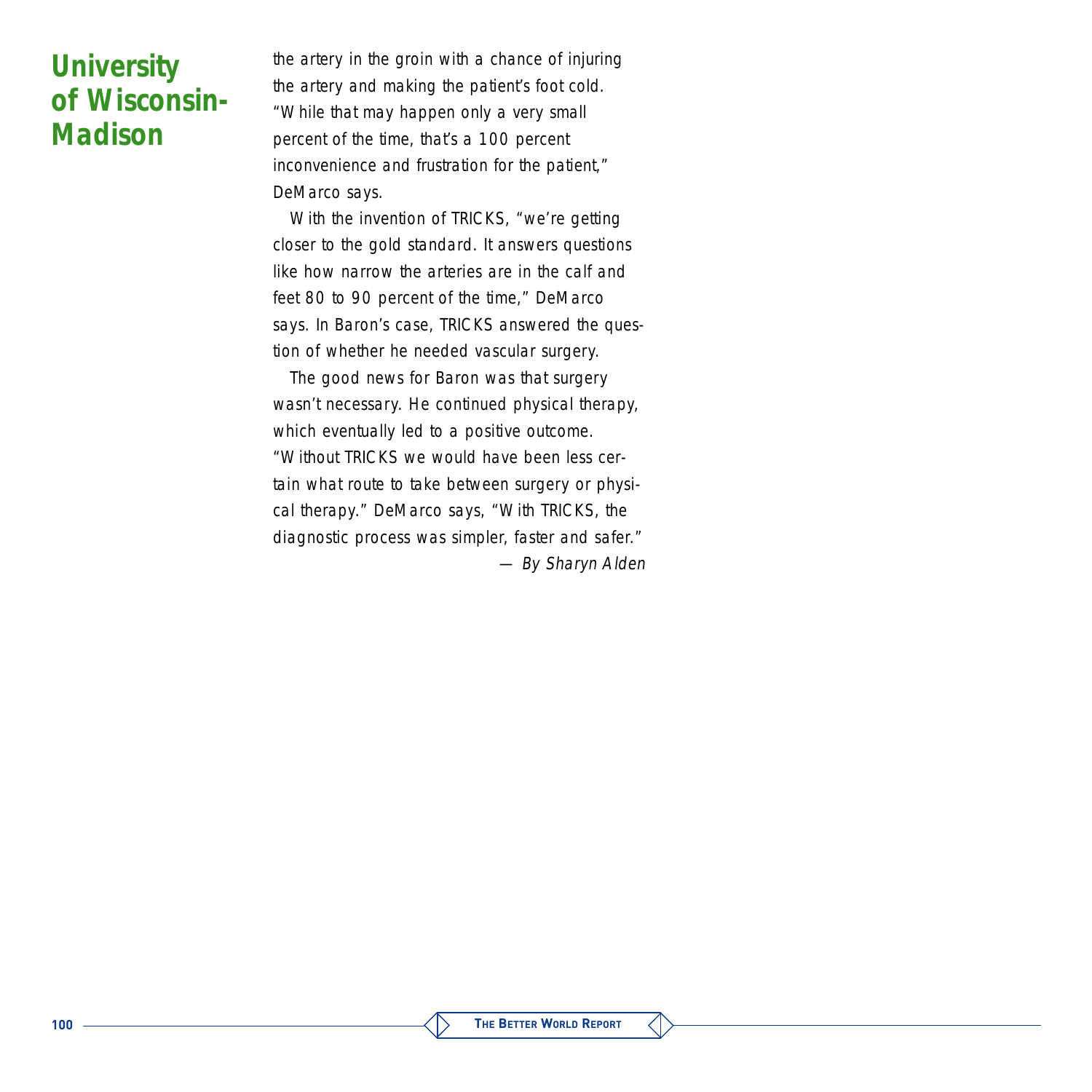# University of Wisconsin-Madison

the artery in the groin with a chance of injuring the artery and making the patient's foot cold. "While that may happen only a very small percent of the time, that's a 100 percent inconvenience and frustration for the patient," DeMarco says.

With the invention of TRICKS, "we're getting closer to the gold standard. It answers questions like how narrow the arteries are in the calf and feet 80 to 90 percent of the time," DeMarco says. In Baron's case, TRICKS answered the question of whether he needed vascular surgery.

The good news for Baron was that surgery wasn't necessary. He continued physical therapy, which eventually led to a positive outcome. "Without TRICKS we would have been less certain what route to take between surgery or physical therapy." DeMarco says, "With TRICKS, the diagnostic process was simpler, faster and safer."

*— By Sharyn Alden*